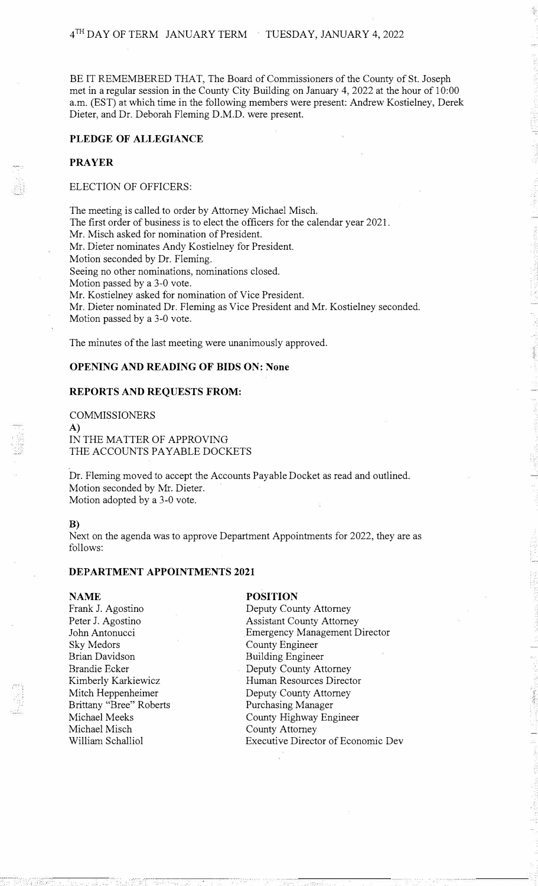4TH DAY OF TERM JANUARY TERM TUESDAY, JANUARY 4, 2022

BE IT REMEMBERED THAT, The Board of Commissioners of the County of St. Joseph met in a regular session in the County City Building on January 4, 2022 at the hour of 10:00 a.m. (EST) at which time in the following members were present: Andrew Kostielney, Derek Dieter, and Dr. Deborah Fleming D.M.D. were present.

**PLEDGE OF ALLEGIANCE**

**PRAYER**

ELECTION OF OFFICERS:

The meeting is called to order by Attorney Michael Misch.
The first order of business is to elect the officers for the calendar year 2021.
Mr. Misch asked for nomination of President.
Mr. Dieter nominates Andy Kostielney for President.
Motion seconded by Dr. Fleming.
Seeing no other nominations, nominations closed.
Motion passed by a 3-0 vote.
Mr. Kostielney asked for nomination of Vice President.
Mr. Dieter nominated Dr. Fleming as Vice President and Mr. Kostielney seconded.
Motion passed by a 3-0 vote.

The minutes of the last meeting were unanimously approved.

**OPENING AND READING OF BIDS ON: None**

**REPORTS AND REQUESTS FROM:**

COMMISSIONERS

**A)**
IN THE MATTER OF APPROVING
THE ACCOUNTS PAYABLE DOCKETS

Dr. Fleming moved to accept the Accounts Payable Docket as read and outlined.
Motion seconded by Mr. Dieter.
Motion adopted by a 3-0 vote.

**B)**
Next on the agenda was to approve Department Appointments for 2022, they are as follows:

**DEPARTMENT APPOINTMENTS 2021**

| NAME | POSITION |
|---|---|
| Frank J. Agostino | Deputy County Attorney |
| Peter J. Agostino | Assistant County Attorney |
| John Antonucci | Emergency Management Director |
| Sky Medors | County Engineer |
| Brian Davidson | Building Engineer |
| Brandie Ecker | Deputy County Attorney |
| Kimberly Karkiewicz | Human Resources Director |
| Mitch Heppenheimer | Deputy County Attorney |
| Brittany "Bree" Roberts | Purchasing Manager |
| Michael Meeks | County Highway Engineer |
| Michael Misch | County Attorney |
| William Schalliol | Executive Director of Economic Dev |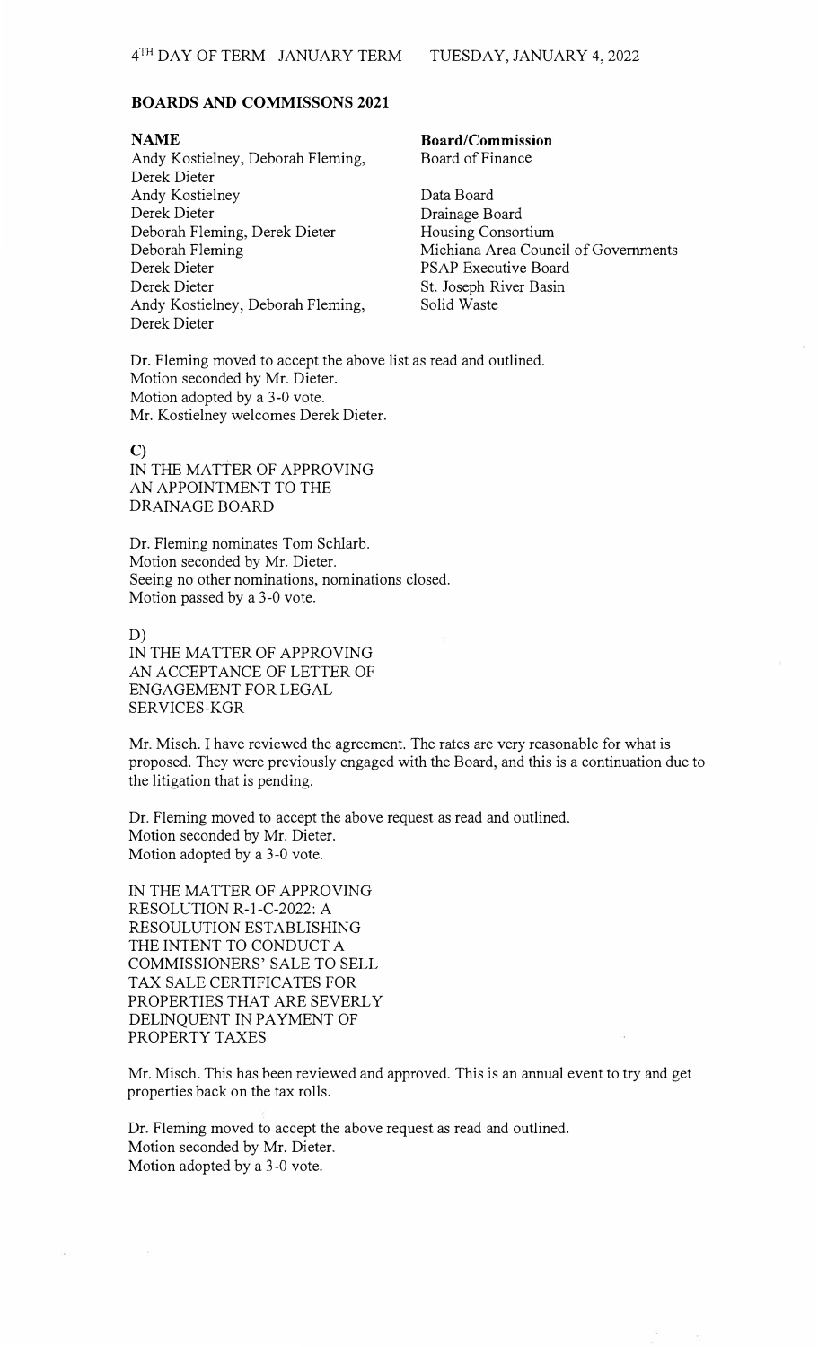## BOARDS AND COMMISSONS 2021

| **NAME** | **Board/Commission** |
|---|---|
| Andy Kostielney, Deborah Fleming, Derek Dieter | Board of Finance |
| Andy Kostielney | Data Board |
| Derek Dieter | Drainage Board |
| Deborah Fleming, Derek Dieter | Housing Consortium |
| Deborah Fleming | Michiana Area Council of Governments |
| Derek Dieter | PSAP Executive Board |
| Derek Dieter | St. Joseph River Basin |
| Andy Kostielney, Deborah Fleming, Derek Dieter | Solid Waste |

Dr. Fleming moved to accept the above list as read and outlined.
Motion seconded by Mr. Dieter.
Motion adopted by a 3-0 vote.
Mr. Kostielney welcomes Derek Dieter.

C)
IN THE MATTER OF APPROVING AN APPOINTMENT TO THE DRAINAGE BOARD

Dr. Fleming nominates Tom Schlarb.
Motion seconded by Mr. Dieter.
Seeing no other nominations, nominations closed.
Motion passed by a 3-0 vote.

D)
IN THE MATTER OF APPROVING AN ACCEPTANCE OF LETTER OF ENGAGEMENT FOR LEGAL SERVICES-KGR

Mr. Misch. I have reviewed the agreement. The rates are very reasonable for what is proposed. They were previously engaged with the Board, and this is a continuation due to the litigation that is pending.

Dr. Fleming moved to accept the above request as read and outlined.
Motion seconded by Mr. Dieter.
Motion adopted by a 3-0 vote.

IN THE MATTER OF APPROVING RESOLUTION R-1-C-2022: A RESOULUTION ESTABLISHING THE INTENT TO CONDUCT A COMMISSIONERS' SALE TO SELL TAX SALE CERTIFICATES FOR PROPERTIES THAT ARE SEVERLY DELINQUENT IN PAYMENT OF PROPERTY TAXES

Mr. Misch. This has been reviewed and approved. This is an annual event to try and get properties back on the tax rolls.

Dr. Fleming moved to accept the above request as read and outlined.
Motion seconded by Mr. Dieter.
Motion adopted by a 3-0 vote.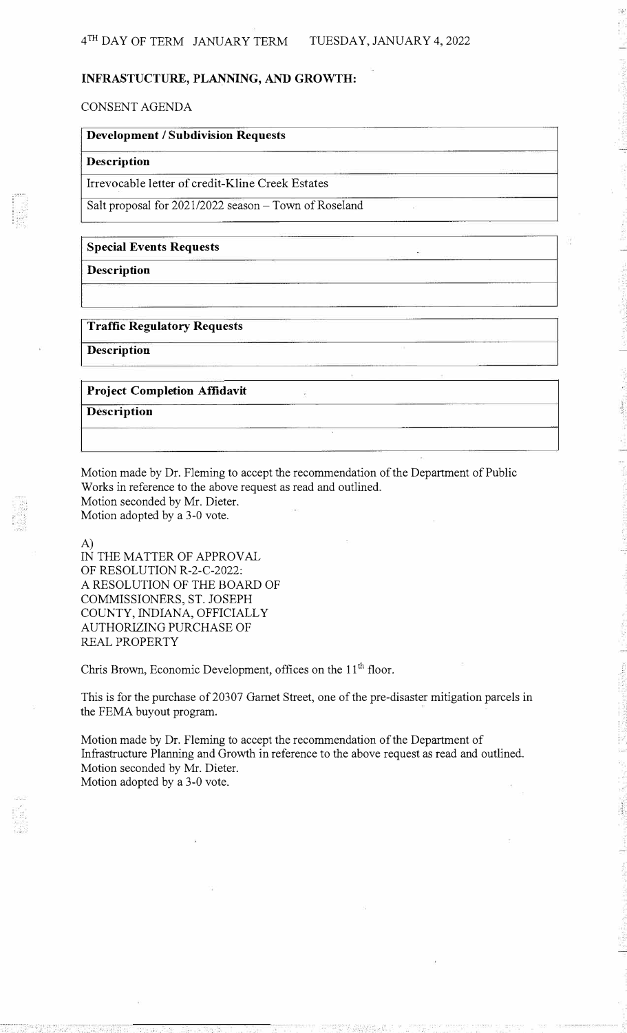4TH DAY OF TERM JANUARY TERM TUESDAY, JANUARY 4, 2022

**INFRASTUCTURE, PLANNING, AND GROWTH:**

CONSENT AGENDA

| **Development / Subdivision Requests** |
| --- |
| **Description** |
| Irrevocable letter of credit-Kline Creek Estates |
| Salt proposal for 2021/2022 season – Town of Roseland |

| **Special Events Requests** |
| --- |
| **Description** |
| |

| **Traffic Regulatory Requests** |
| --- |
| **Description** |

| **Project Completion Affidavit** |
| --- |
| **Description** |
| |

Motion made by Dr. Fleming to accept the recommendation of the Department of Public Works in reference to the above request as read and outlined.
Motion seconded by Mr. Dieter.
Motion adopted by a 3-0 vote.

A)
IN THE MATTER OF APPROVAL
OF RESOLUTION R-2-C-2022:
A RESOLUTION OF THE BOARD OF
COMMISSIONERS, ST. JOSEPH
COUNTY, INDIANA, OFFICIALLY
AUTHORIZING PURCHASE OF
REAL PROPERTY

Chris Brown, Economic Development, offices on the 11th floor.

This is for the purchase of 20307 Garnet Street, one of the pre-disaster mitigation parcels in the FEMA buyout program.

Motion made by Dr. Fleming to accept the recommendation of the Department of Infrastructure Planning and Growth in reference to the above request as read and outlined.
Motion seconded by Mr. Dieter.
Motion adopted by a 3-0 vote.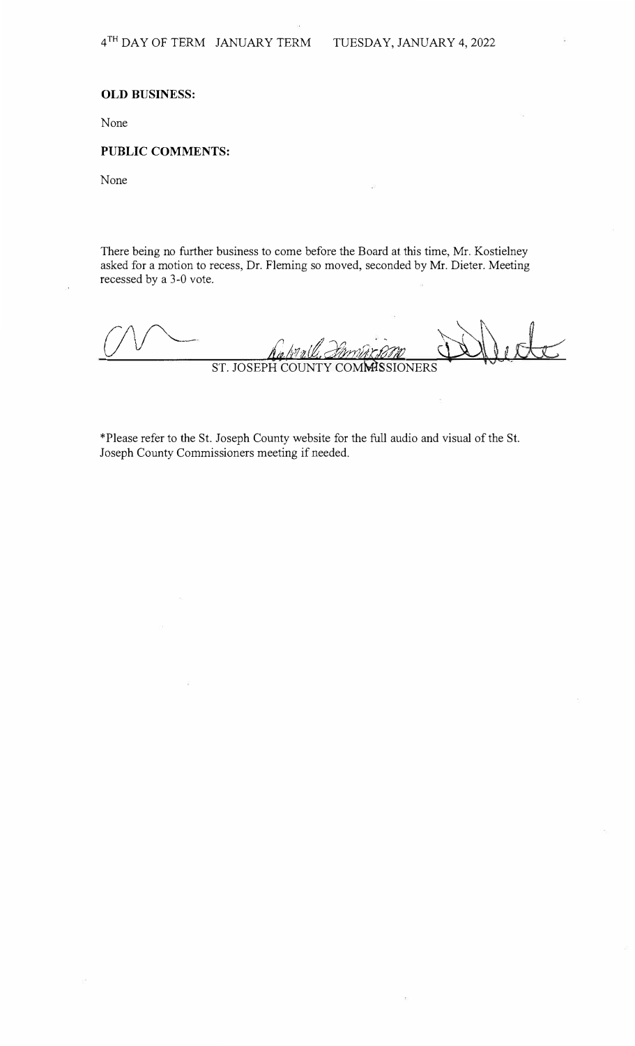**OLD BUSINESS:**

None

**PUBLIC COMMENTS:**

None

There being no further business to come before the Board at this time, Mr. Kostielney asked for a motion to recess, Dr. Fleming so moved, seconded by Mr. Dieter. Meeting recessed by a 3-0 vote.

ST. JOSEPH COUNTY COMMISSIONERS

*Please refer to the St. Joseph County website for the full audio and visual of the St. Joseph County Commissioners meeting if needed.